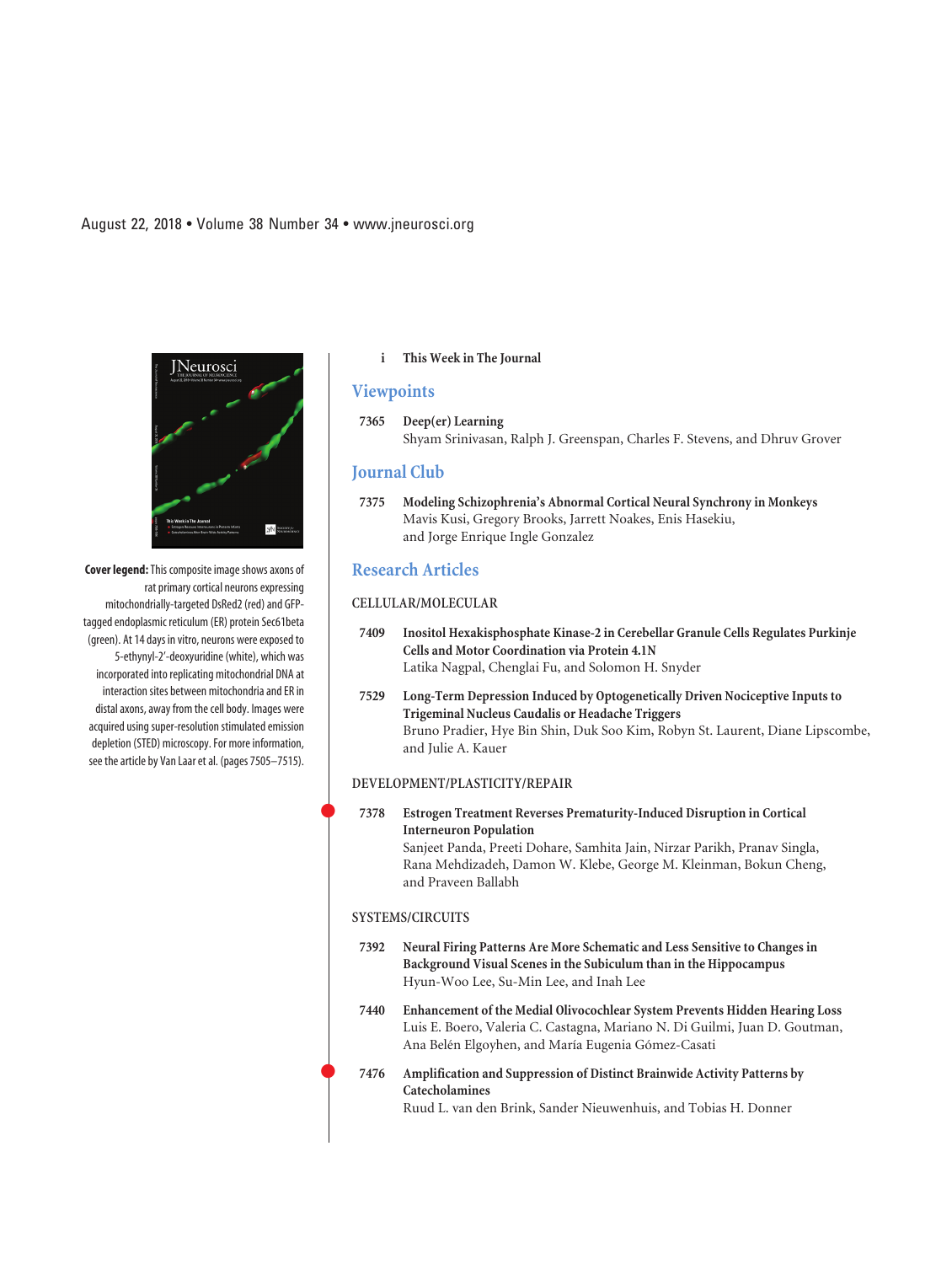August 22, 2018 • Volume 38 Number 34 • www.jneurosci.org

**Cover legend:** This composite image shows axons of rat primary cortical neurons expressing mitochondrially-targeted DsRed2 (red) and GFP-tagged endoplasmic reticulum (ER) protein Sec61beta (green). At 14 days in vitro, neurons were exposed to 5-ethynyl-2′-deoxyuridine (white), which was incorporated into replicating mitochondrial DNA at interaction sites between mitochondria and ER in distal axons, away from the cell body. Images were acquired using super-resolution stimulated emission depletion (STED) microscopy. For more information, see the article by Van Laar et al. (pages 7505–7515).

**i** **This Week in The Journal**

## Viewpoints

**7365** **Deep(er) Learning**
Shyam Srinivasan, Ralph J. Greenspan, Charles F. Stevens, and Dhruv Grover

## Journal Club

**7375** **Modeling Schizophrenia's Abnormal Cortical Neural Synchrony in Monkeys**
Mavis Kusi, Gregory Brooks, Jarrett Noakes, Enis Hasekiu, and Jorge Enrique Ingle Gonzalez

## Research Articles

### CELLULAR/MOLECULAR

**7409** **Inositol Hexakisphosphate Kinase-2 in Cerebellar Granule Cells Regulates Purkinje Cells and Motor Coordination via Protein 4.1N**
Latika Nagpal, Chenglai Fu, and Solomon H. Snyder

**7529** **Long-Term Depression Induced by Optogenetically Driven Nociceptive Inputs to Trigeminal Nucleus Caudalis or Headache Triggers**
Bruno Pradier, Hye Bin Shin, Duk Soo Kim, Robyn St. Laurent, Diane Lipscombe, and Julie A. Kauer

### DEVELOPMENT/PLASTICITY/REPAIR

**7378** **Estrogen Treatment Reverses Prematurity-Induced Disruption in Cortical Interneuron Population**
Sanjeet Panda, Preeti Dohare, Samhita Jain, Nirzar Parikh, Pranav Singla, Rana Mehdizadeh, Damon W. Klebe, George M. Kleinman, Bokun Cheng, and Praveen Ballabh

### SYSTEMS/CIRCUITS

**7392** **Neural Firing Patterns Are More Schematic and Less Sensitive to Changes in Background Visual Scenes in the Subiculum than in the Hippocampus**
Hyun-Woo Lee, Su-Min Lee, and Inah Lee

**7440** **Enhancement of the Medial Olivocochlear System Prevents Hidden Hearing Loss**
Luis E. Boero, Valeria C. Castagna, Mariano N. Di Guilmi, Juan D. Goutman, Ana Belén Elgoyhen, and María Eugenia Gómez-Casati

**7476** **Amplification and Suppression of Distinct Brainwide Activity Patterns by Catecholamines**
Ruud L. van den Brink, Sander Nieuwenhuis, and Tobias H. Donner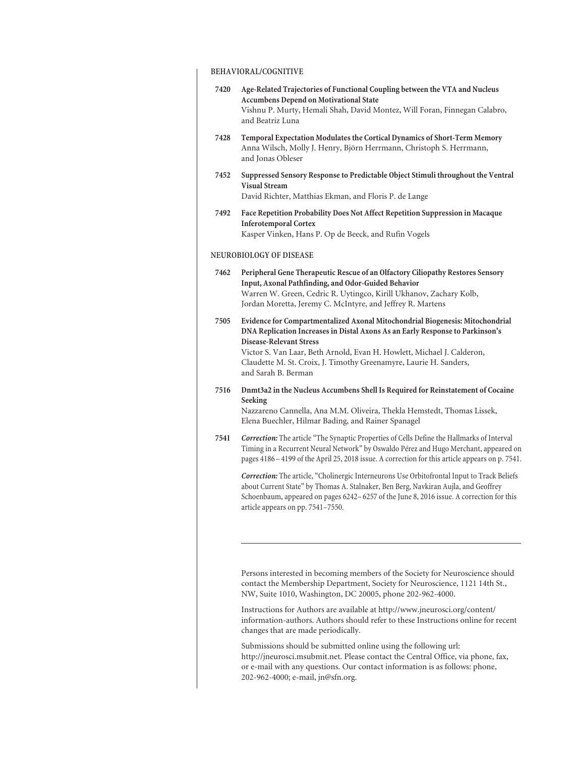## BEHAVIORAL/COGNITIVE

**7420** **Age-Related Trajectories of Functional Coupling between the VTA and Nucleus Accumbens Depend on Motivational State**
Vishnu P. Murty, Hemali Shah, David Montez, Will Foran, Finnegan Calabro, and Beatriz Luna

**7428** **Temporal Expectation Modulates the Cortical Dynamics of Short-Term Memory**
Anna Wilsch, Molly J. Henry, Björn Herrmann, Christoph S. Herrmann, and Jonas Obleser

**7452** **Suppressed Sensory Response to Predictable Object Stimuli throughout the Ventral Visual Stream**
David Richter, Matthias Ekman, and Floris P. de Lange

**7492** **Face Repetition Probability Does Not Affect Repetition Suppression in Macaque Inferotemporal Cortex**
Kasper Vinken, Hans P. Op de Beeck, and Rufin Vogels

## NEUROBIOLOGY OF DISEASE

**7462** **Peripheral Gene Therapeutic Rescue of an Olfactory Ciliopathy Restores Sensory Input, Axonal Pathfinding, and Odor-Guided Behavior**
Warren W. Green, Cedric R. Uytingco, Kirill Ukhanov, Zachary Kolb, Jordan Moretta, Jeremy C. McIntyre, and Jeffrey R. Martens

**7505** **Evidence for Compartmentalized Axonal Mitochondrial Biogenesis: Mitochondrial DNA Replication Increases in Distal Axons As an Early Response to Parkinson's Disease-Relevant Stress**
Victor S. Van Laar, Beth Arnold, Evan H. Howlett, Michael J. Calderon, Claudette M. St. Croix, J. Timothy Greenamyre, Laurie H. Sanders, and Sarah B. Berman

**7516** **Dnmt3a2 in the Nucleus Accumbens Shell Is Required for Reinstatement of Cocaine Seeking**
Nazzareno Cannella, Ana M.M. Oliveira, Thekla Hemstedt, Thomas Lissek, Elena Buechler, Hilmar Bading, and Rainer Spanagel

**7541** ***Correction:*** The article "The Synaptic Properties of Cells Define the Hallmarks of Interval Timing in a Recurrent Neural Network" by Oswaldo Pérez and Hugo Merchant, appeared on pages 4186 – 4199 of the April 25, 2018 issue. A correction for this article appears on p. 7541.

***Correction:*** The article, "Cholinergic Interneurons Use Orbitofrontal Input to Track Beliefs about Current State" by Thomas A. Stalnaker, Ben Berg, Navkiran Aujla, and Geoffrey Schoenbaum, appeared on pages 6242– 6257 of the June 8, 2016 issue. A correction for this article appears on pp. 7541–7550.

---

Persons interested in becoming members of the Society for Neuroscience should contact the Membership Department, Society for Neuroscience, 1121 14th St., NW, Suite 1010, Washington, DC 20005, phone 202-962-4000.

Instructions for Authors are available at http://www.jneurosci.org/content/information-authors. Authors should refer to these Instructions online for recent changes that are made periodically.

Submissions should be submitted online using the following url: http://jneurosci.msubmit.net. Please contact the Central Office, via phone, fax, or e-mail with any questions. Our contact information is as follows: phone, 202-962-4000; e-mail, jn@sfn.org.